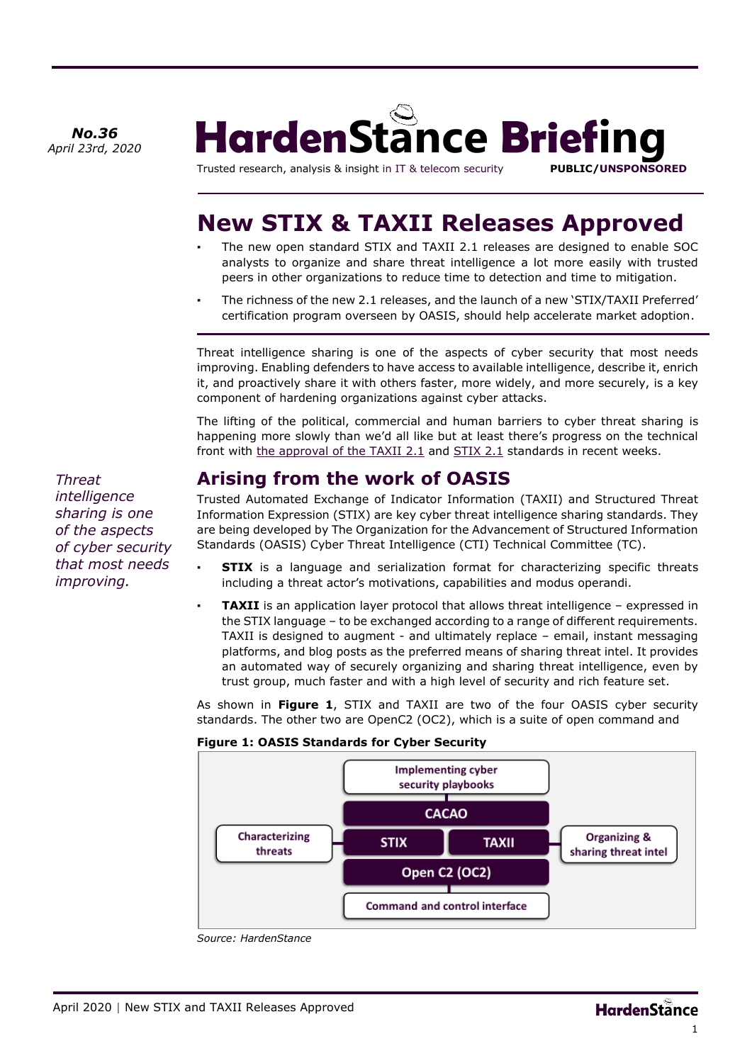**No.36**
*April 23rd, 2020*

# HardenStance Briefing

Trusted research, analysis & insight in IT & telecom security **PUBLIC/UNSPONSORED**

## New STIX & TAXII Releases Approved

- The new open standard STIX and TAXII 2.1 releases are designed to enable SOC analysts to organize and share threat intelligence a lot more easily with trusted peers in other organizations to reduce time to detection and time to mitigation.
- The richness of the new 2.1 releases, and the launch of a new 'STIX/TAXII Preferred' certification program overseen by OASIS, should help accelerate market adoption.

Threat intelligence sharing is one of the aspects of cyber security that most needs improving. Enabling defenders to have access to available intelligence, describe it, enrich it, and proactively share it with others faster, more widely, and more securely, is a key component of hardening organizations against cyber attacks.

The lifting of the political, commercial and human barriers to cyber threat sharing is happening more slowly than we'd all like but at least there's progress on the technical front with the approval of the TAXII 2.1 and STIX 2.1 standards in recent weeks.

*Threat intelligence sharing is one of the aspects of cyber security that most needs improving.*

## Arising from the work of OASIS

Trusted Automated Exchange of Indicator Information (TAXII) and Structured Threat Information Expression (STIX) are key cyber threat intelligence sharing standards. They are being developed by The Organization for the Advancement of Structured Information Standards (OASIS) Cyber Threat Intelligence (CTI) Technical Committee (TC).

- **STIX** is a language and serialization format for characterizing specific threats including a threat actor's motivations, capabilities and modus operandi.
- **TAXII** is an application layer protocol that allows threat intelligence – expressed in the STIX language – to be exchanged according to a range of different requirements. TAXII is designed to augment - and ultimately replace – email, instant messaging platforms, and blog posts as the preferred means of sharing threat intel. It provides an automated way of securely organizing and sharing threat intelligence, even by trust group, much faster and with a high level of security and rich feature set.

As shown in **Figure 1**, STIX and TAXII are two of the four OASIS cyber security standards. The other two are OpenC2 (OC2), which is a suite of open command and

**Figure 1: OASIS Standards for Cyber Security**

Implementing cyber security playbooks — CACAO

Characterizing threats — STIX | TAXII — Organizing & sharing threat intel

Open C2 (OC2) — Command and control interface

*Source: HardenStance*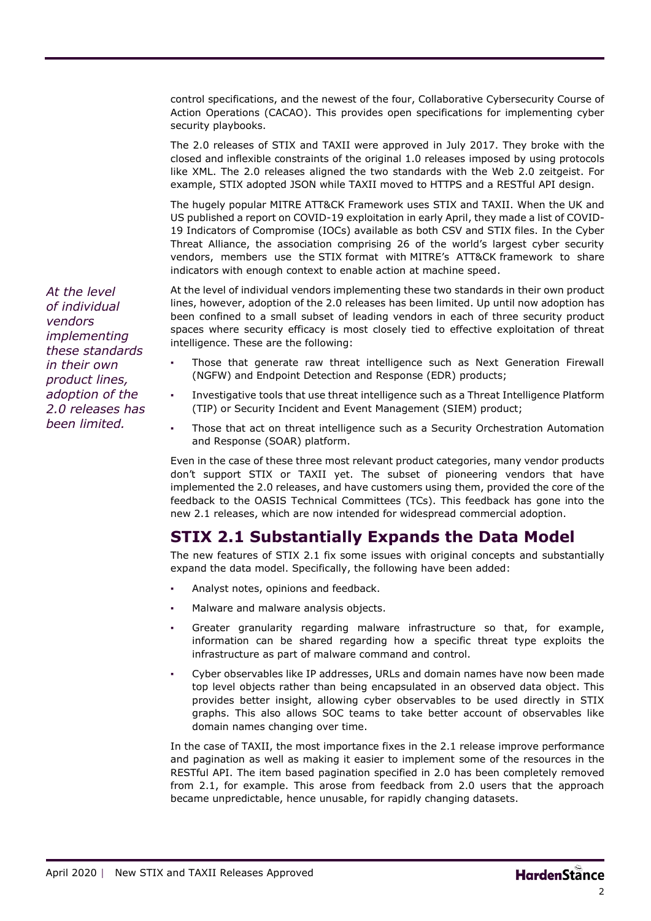control specifications, and the newest of the four, Collaborative Cybersecurity Course of Action Operations (CACAO). This provides open specifications for implementing cyber security playbooks.

The 2.0 releases of STIX and TAXII were approved in July 2017. They broke with the closed and inflexible constraints of the original 1.0 releases imposed by using protocols like XML. The 2.0 releases aligned the two standards with the Web 2.0 zeitgeist. For example, STIX adopted JSON while TAXII moved to HTTPS and a RESTful API design.

The hugely popular MITRE ATT&CK Framework uses STIX and TAXII. When the UK and US published a report on COVID-19 exploitation in early April, they made a list of COVID-19 Indicators of Compromise (IOCs) available as both CSV and STIX files. In the Cyber Threat Alliance, the association comprising 26 of the world's largest cyber security vendors, members use the STIX format with MITRE's ATT&CK framework to share indicators with enough context to enable action at machine speed.

*At the level of individual vendors implementing these standards in their own product lines, adoption of the 2.0 releases has been limited.*

At the level of individual vendors implementing these two standards in their own product lines, however, adoption of the 2.0 releases has been limited. Up until now adoption has been confined to a small subset of leading vendors in each of three security product spaces where security efficacy is most closely tied to effective exploitation of threat intelligence. These are the following:

- Those that generate raw threat intelligence such as Next Generation Firewall (NGFW) and Endpoint Detection and Response (EDR) products;
- Investigative tools that use threat intelligence such as a Threat Intelligence Platform (TIP) or Security Incident and Event Management (SIEM) product;
- Those that act on threat intelligence such as a Security Orchestration Automation and Response (SOAR) platform.

Even in the case of these three most relevant product categories, many vendor products don't support STIX or TAXII yet. The subset of pioneering vendors that have implemented the 2.0 releases, and have customers using them, provided the core of the feedback to the OASIS Technical Committees (TCs). This feedback has gone into the new 2.1 releases, which are now intended for widespread commercial adoption.

## STIX 2.1 Substantially Expands the Data Model

The new features of STIX 2.1 fix some issues with original concepts and substantially expand the data model. Specifically, the following have been added:

- Analyst notes, opinions and feedback.
- Malware and malware analysis objects.
- Greater granularity regarding malware infrastructure so that, for example, information can be shared regarding how a specific threat type exploits the infrastructure as part of malware command and control.
- Cyber observables like IP addresses, URLs and domain names have now been made top level objects rather than being encapsulated in an observed data object. This provides better insight, allowing cyber observables to be used directly in STIX graphs. This also allows SOC teams to take better account of observables like domain names changing over time.

In the case of TAXII, the most importance fixes in the 2.1 release improve performance and pagination as well as making it easier to implement some of the resources in the RESTful API. The item based pagination specified in 2.0 has been completely removed from 2.1, for example. This arose from feedback from 2.0 users that the approach became unpredictable, hence unusable, for rapidly changing datasets.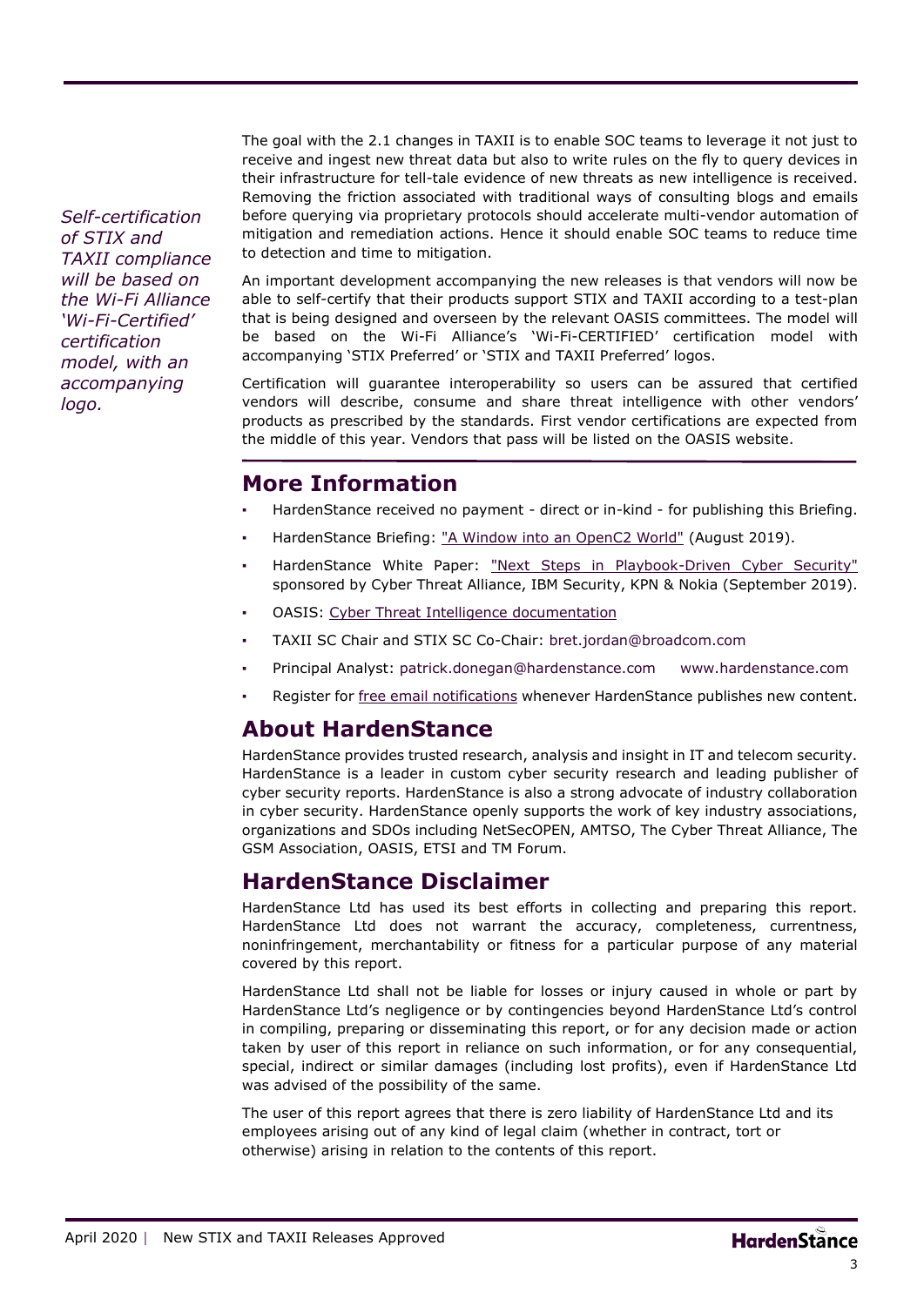*Self-certification of STIX and TAXII compliance will be based on the Wi-Fi Alliance 'Wi-Fi-Certified' certification model, with an accompanying logo.*

The goal with the 2.1 changes in TAXII is to enable SOC teams to leverage it not just to receive and ingest new threat data but also to write rules on the fly to query devices in their infrastructure for tell-tale evidence of new threats as new intelligence is received. Removing the friction associated with traditional ways of consulting blogs and emails before querying via proprietary protocols should accelerate multi-vendor automation of mitigation and remediation actions. Hence it should enable SOC teams to reduce time to detection and time to mitigation.

An important development accompanying the new releases is that vendors will now be able to self-certify that their products support STIX and TAXII according to a test-plan that is being designed and overseen by the relevant OASIS committees. The model will be based on the Wi-Fi Alliance's 'Wi-Fi-CERTIFIED' certification model with accompanying 'STIX Preferred' or 'STIX and TAXII Preferred' logos.

Certification will guarantee interoperability so users can be assured that certified vendors will describe, consume and share threat intelligence with other vendors' products as prescribed by the standards. First vendor certifications are expected from the middle of this year. Vendors that pass will be listed on the OASIS website.

## More Information

- HardenStance received no payment - direct or in-kind - for publishing this Briefing.
- HardenStance Briefing: "A Window into an OpenC2 World" (August 2019).
- HardenStance White Paper: "Next Steps in Playbook-Driven Cyber Security" sponsored by Cyber Threat Alliance, IBM Security, KPN & Nokia (September 2019).
- OASIS: Cyber Threat Intelligence documentation
- TAXII SC Chair and STIX SC Co-Chair: bret.jordan@broadcom.com
- Principal Analyst: patrick.donegan@hardenstance.com www.hardenstance.com
- Register for free email notifications whenever HardenStance publishes new content.

## About HardenStance

HardenStance provides trusted research, analysis and insight in IT and telecom security. HardenStance is a leader in custom cyber security research and leading publisher of cyber security reports. HardenStance is also a strong advocate of industry collaboration in cyber security. HardenStance openly supports the work of key industry associations, organizations and SDOs including NetSecOPEN, AMTSO, The Cyber Threat Alliance, The GSM Association, OASIS, ETSI and TM Forum.

## HardenStance Disclaimer

HardenStance Ltd has used its best efforts in collecting and preparing this report. HardenStance Ltd does not warrant the accuracy, completeness, currentness, noninfringement, merchantability or fitness for a particular purpose of any material covered by this report.

HardenStance Ltd shall not be liable for losses or injury caused in whole or part by HardenStance Ltd's negligence or by contingencies beyond HardenStance Ltd's control in compiling, preparing or disseminating this report, or for any decision made or action taken by user of this report in reliance on such information, or for any consequential, special, indirect or similar damages (including lost profits), even if HardenStance Ltd was advised of the possibility of the same.

The user of this report agrees that there is zero liability of HardenStance Ltd and its employees arising out of any kind of legal claim (whether in contract, tort or otherwise) arising in relation to the contents of this report.